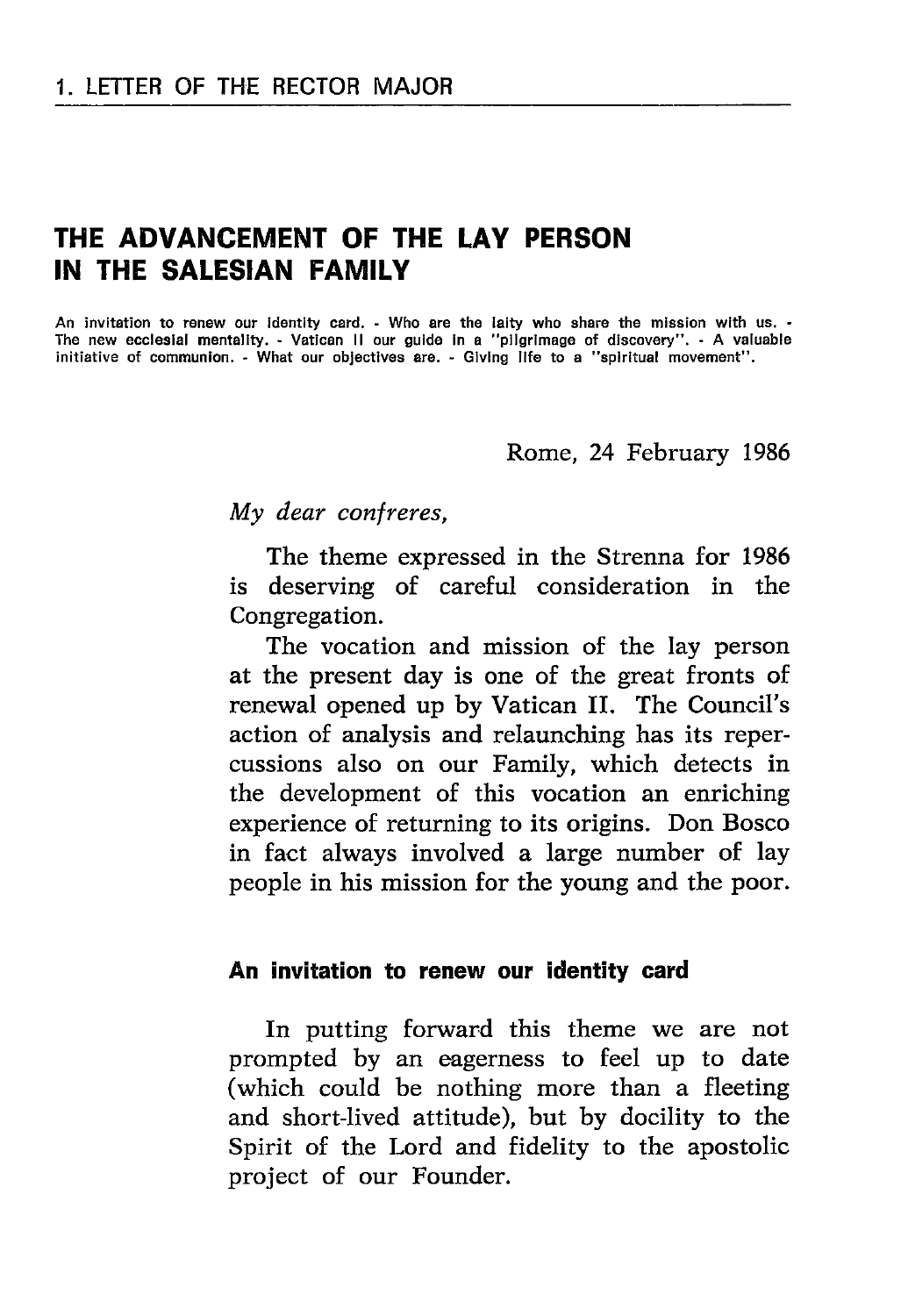# 1. LETTER OF THE RECTOR MAJOR

## THE ADVANCEMENT OF THE LAY PERSON IN THE SALESIAN FAMILY

An invitation to renew our identity card. - Who are the laity who share the mission with us. - The new ecclesial mentality. - Vatican II our guide in a "pilgrimage of discovery". - A valuable initiative of communion. - What our objectives are. - Giving life to a "spiritual movement".

Rome, 24 February 1986

*My dear confreres,*

The theme expressed in the Strenna for 1986 is deserving of careful consideration in the Congregation.

The vocation and mission of the lay person at the present day is one of the great fronts of renewal opened up by Vatican II. The Council's action of analysis and relaunching has its repercussions also on our Family, which detects in the development of this vocation an enriching experience of returning to its origins. Don Bosco in fact always involved a large number of lay people in his mission for the young and the poor.

### An invitation to renew our identity card

In putting forward this theme we are not prompted by an eagerness to feel up to date (which could be nothing more than a fleeting and short-lived attitude), but by docility to the Spirit of the Lord and fidelity to the apostolic project of our Founder.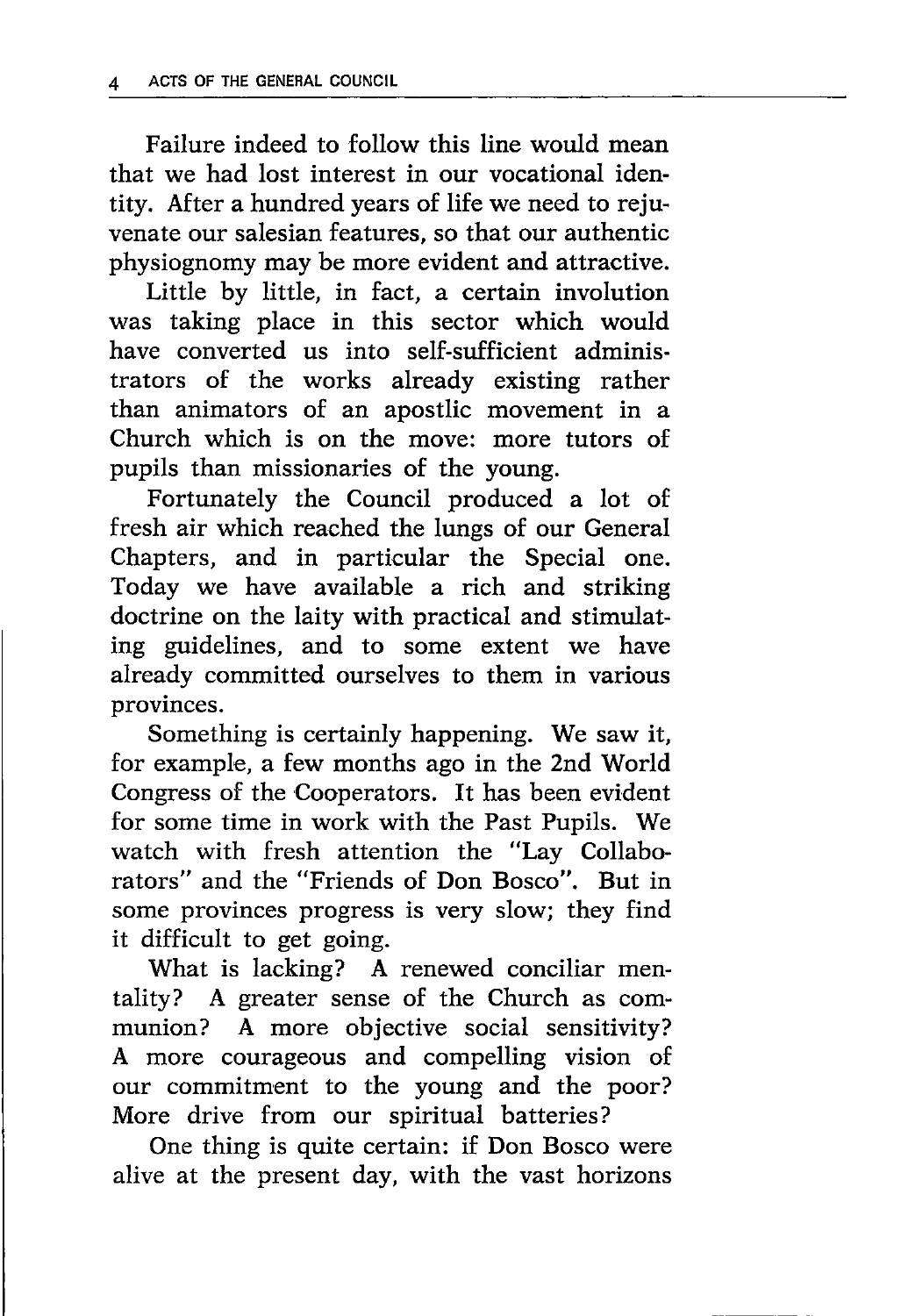Failure indeed to follow this line would mean that we had lost interest in our vocational identity. After a hundred years of life we need to rejuvenate our salesian features, so that our authentic physiognomy may be more evident and attractive.

Little by little, in fact, a certain involution was taking place in this sector which would have converted us into self-sufficient administrators of the works already existing rather than animators of an apostlic movement in a Church which is on the move: more tutors of pupils than missionaries of the young.

Fortunately the Council produced a lot of fresh air which reached the lungs of our General Chapters, and in particular the Special one. Today we have available a rich and striking doctrine on the laity with practical and stimulating guidelines, and to some extent we have already committed ourselves to them in various provinces.

Something is certainly happening. We saw it, for example, a few months ago in the 2nd World Congress of the Cooperators. It has been evident for some time in work with the Past Pupils. We watch with fresh attention the "Lay Collaborators" and the "Friends of Don Bosco". But in some provinces progress is very slow; they find it difficult to get going.

What is lacking? A renewed conciliar mentality? A greater sense of the Church as communion? A more objective social sensitivity? A more courageous and compelling vision of our commitment to the young and the poor? More drive from our spiritual batteries?

One thing is quite certain: if Don Bosco were alive at the present day, with the vast horizons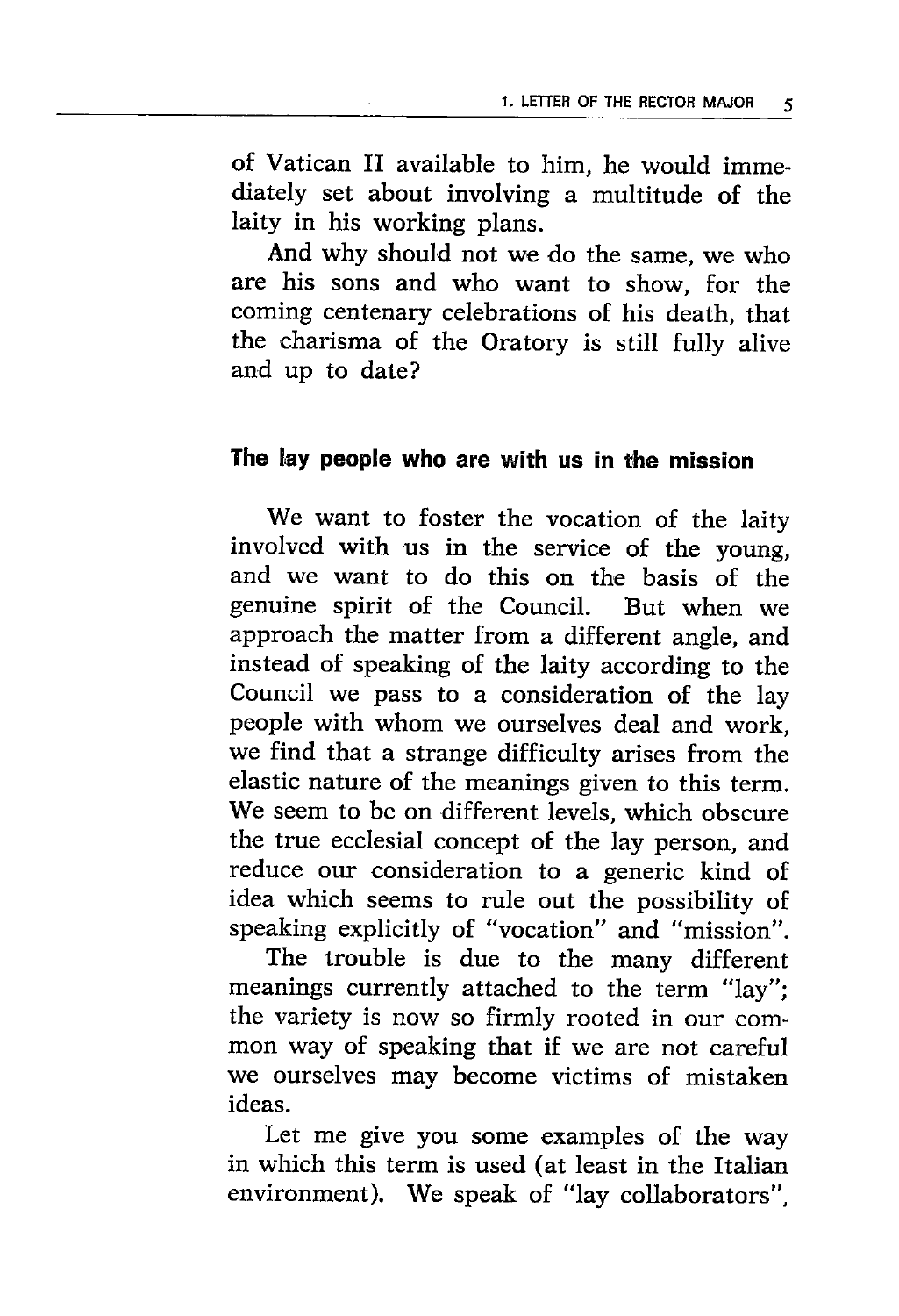of Vatican II available to him, he would immediately set about involving a multitude of the laity in his working plans.

And why should not we do the same, we who are his sons and who want to show, for the coming centenary celebrations of his death, that the charisma of the Oratory is still fully alive and up to date?

### The lay people who are with us in the mission

We want to foster the vocation of the laity involved with us in the service of the young, and we want to do this on the basis of the genuine spirit of the Council. But when we approach the matter from a different angle, and instead of speaking of the laity according to the Council we pass to a consideration of the lay people with whom we ourselves deal and work, we find that a strange difficulty arises from the elastic nature of the meanings given to this term. We seem to be on different levels, which obscure the true ecclesial concept of the lay person, and reduce our consideration to a generic kind of idea which seems to rule out the possibility of speaking explicitly of "vocation" and "mission".

The trouble is due to the many different meanings currently attached to the term "lay"; the variety is now so firmly rooted in our common way of speaking that if we are not careful we ourselves may become victims of mistaken ideas.

Let me give you some examples of the way in which this term is used (at least in the Italian environment). We speak of "lay collaborators",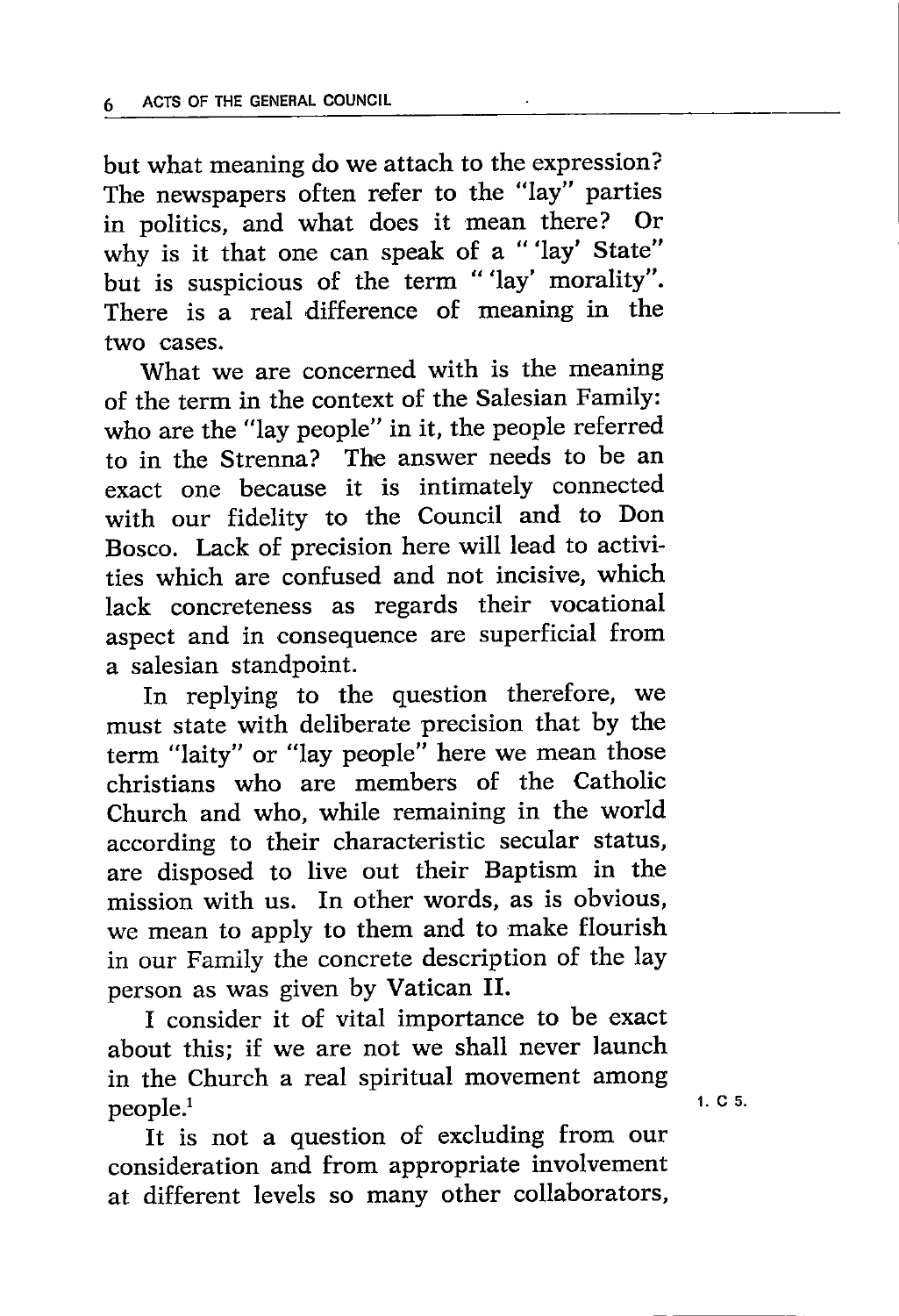but what meaning do we attach to the expression? The newspapers often refer to the "lay" parties in politics, and what does it mean there? Or why is it that one can speak of a " 'lay' State" but is suspicious of the term " 'lay' morality". There is a real difference of meaning in the two cases.

What we are concerned with is the meaning of the term in the context of the Salesian Family: who are the "lay people" in it, the people referred to in the Strenna? The answer needs to be an exact one because it is intimately connected with our fidelity to the Council and to Don Bosco. Lack of precision here will lead to activities which are confused and not incisive, which lack concreteness as regards their vocational aspect and in consequence are superficial from a salesian standpoint.

In replying to the question therefore, we must state with deliberate precision that by the term "laity" or "lay people" here we mean those christians who are members of the Catholic Church and who, while remaining in the world according to their characteristic secular status, are disposed to live out their Baptism in the mission with us. In other words, as is obvious, we mean to apply to them and to make flourish in our Family the concrete description of the lay person as was given by Vatican II.

I consider it of vital importance to be exact about this; if we are not we shall never launch in the Church a real spiritual movement among people.[1]

It is not a question of excluding from our consideration and from appropriate involvement at different levels so many other collaborators,

1. C 5.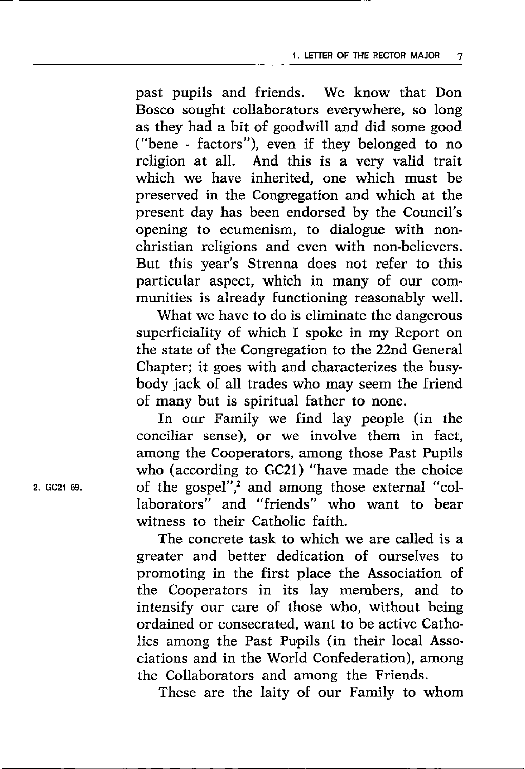past pupils and friends. We know that Don Bosco sought collaborators everywhere, so long as they had a bit of goodwill and did some good ("bene - factors"), even if they belonged to no religion at all. And this is a very valid trait which we have inherited, one which must be preserved in the Congregation and which at the present day has been endorsed by the Council's opening to ecumenism, to dialogue with non-christian religions and even with non-believers. But this year's Strenna does not refer to this particular aspect, which in many of our communities is already functioning reasonably well.

What we have to do is eliminate the dangerous superficiality of which I spoke in my Report on the state of the Congregation to the 22nd General Chapter; it goes with and characterizes the busybody jack of all trades who may seem the friend of many but is spiritual father to none.

In our Family we find lay people (in the conciliar sense), or we involve them in fact, among the Cooperators, among those Past Pupils who (according to GC21) "have made the choice of the gospel",[2] and among those external "collaborators" and "friends" who want to bear witness to their Catholic faith.

2. GC21 69.

The concrete task to which we are called is a greater and better dedication of ourselves to promoting in the first place the Association of the Cooperators in its lay members, and to intensify our care of those who, without being ordained or consecrated, want to be active Catholics among the Past Pupils (in their local Associations and in the World Confederation), among the Collaborators and among the Friends.

These are the laity of our Family to whom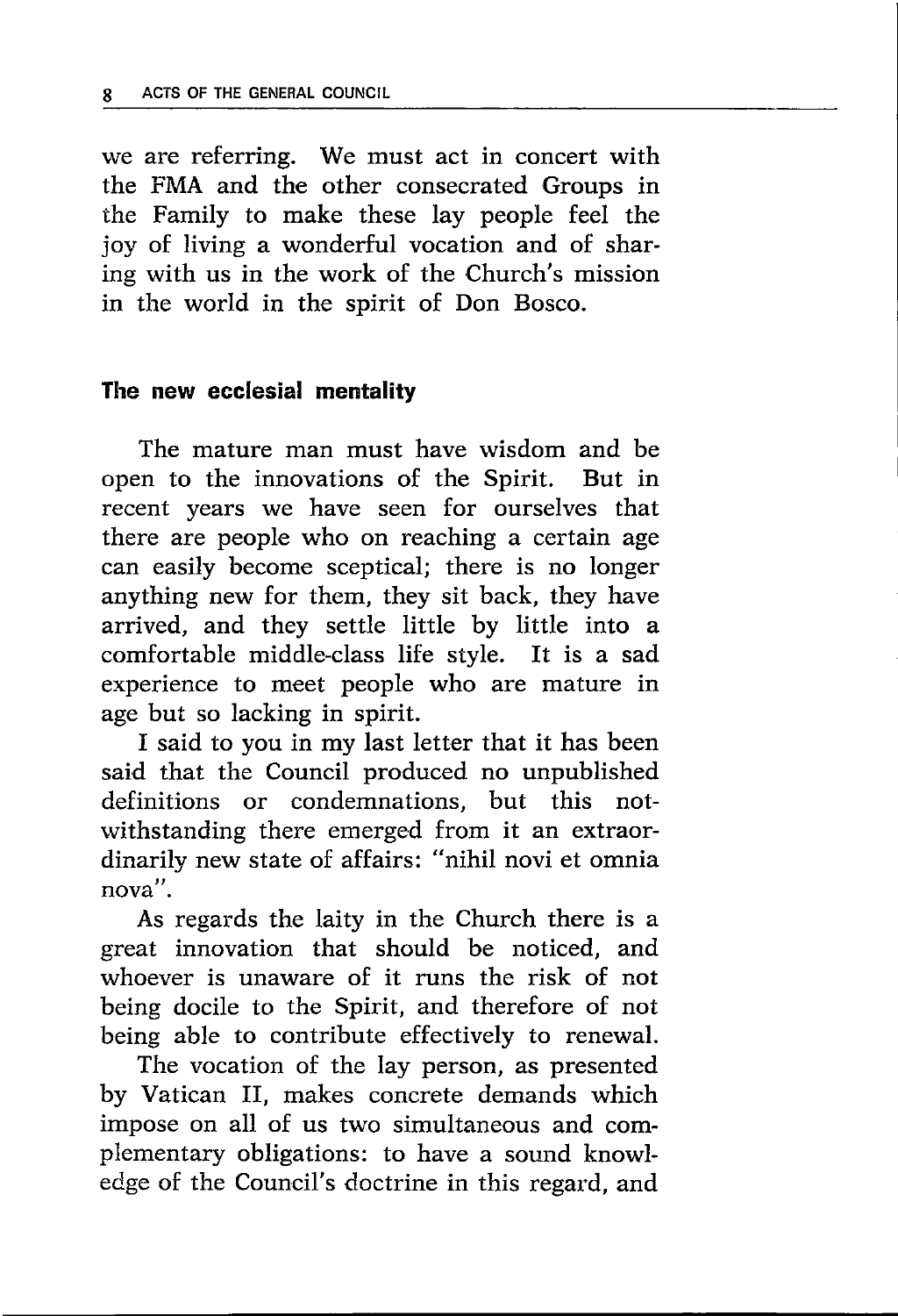we are referring. We must act in concert with the FMA and the other consecrated Groups in the Family to make these lay people feel the joy of living a wonderful vocation and of sharing with us in the work of the Church's mission in the world in the spirit of Don Bosco.

## The new ecclesial mentality

The mature man must have wisdom and be open to the innovations of the Spirit. But in recent years we have seen for ourselves that there are people who on reaching a certain age can easily become sceptical; there is no longer anything new for them, they sit back, they have arrived, and they settle little by little into a comfortable middle-class life style. It is a sad experience to meet people who are mature in age but so lacking in spirit.

I said to you in my last letter that it has been said that the Council produced no unpublished definitions or condemnations, but this notwithstanding there emerged from it an extraordinarily new state of affairs: "nihil novi et omnia nova".

As regards the laity in the Church there is a great innovation that should be noticed, and whoever is unaware of it runs the risk of not being docile to the Spirit, and therefore of not being able to contribute effectively to renewal.

The vocation of the lay person, as presented by Vatican II, makes concrete demands which impose on all of us two simultaneous and complementary obligations: to have a sound knowledge of the Council's doctrine in this regard, and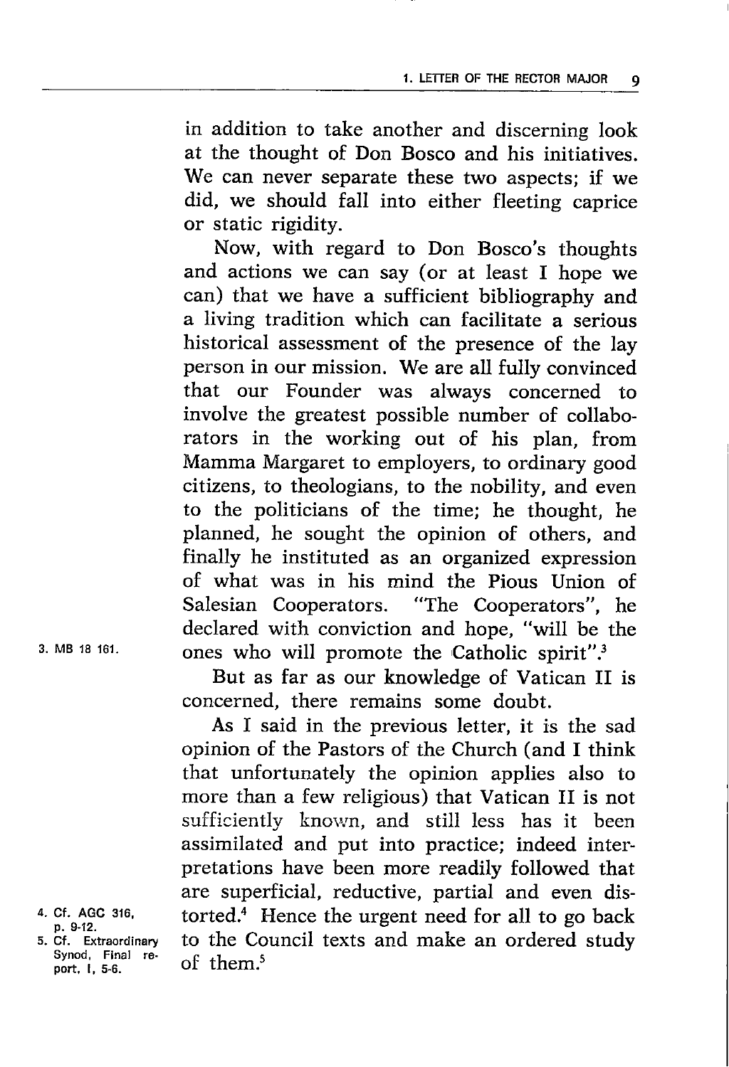in addition to take another and discerning look at the thought of Don Bosco and his initiatives. We can never separate these two aspects; if we did, we should fall into either fleeting caprice or static rigidity.

Now, with regard to Don Bosco's thoughts and actions we can say (or at least I hope we can) that we have a sufficient bibliography and a living tradition which can facilitate a serious historical assessment of the presence of the lay person in our mission. We are all fully convinced that our Founder was always concerned to involve the greatest possible number of collaborators in the working out of his plan, from Mamma Margaret to employers, to ordinary good citizens, to theologians, to the nobility, and even to the politicians of the time; he thought, he planned, he sought the opinion of others, and finally he instituted as an organized expression of what was in his mind the Pious Union of Salesian Cooperators. "The Cooperators", he declared with conviction and hope, "will be the ones who will promote the Catholic spirit".[3]

But as far as our knowledge of Vatican II is concerned, there remains some doubt.

As I said in the previous letter, it is the sad opinion of the Pastors of the Church (and I think that unfortunately the opinion applies also to more than a few religious) that Vatican II is not sufficiently known, and still less has it been assimilated and put into practice; indeed interpretations have been more readily followed that are superficial, reductive, partial and even distorted.[4] Hence the urgent need for all to go back to the Council texts and make an ordered study of them.[5]

3. MB 18 161.

4. Cf. AGC 316, p. 9-12.

5. Cf. Extraordinary Synod, Final report, I, 5-6.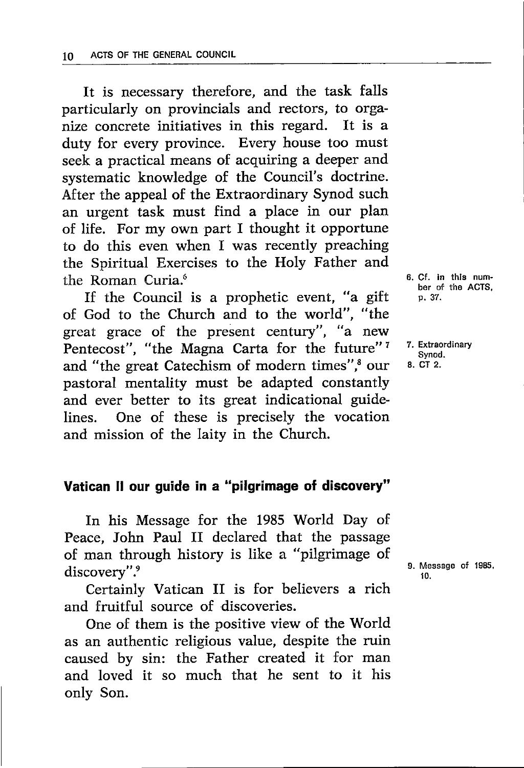It is necessary therefore, and the task falls particularly on provincials and rectors, to organize concrete initiatives in this regard. It is a duty for every province. Every house too must seek a practical means of acquiring a deeper and systematic knowledge of the Council's doctrine. After the appeal of the Extraordinary Synod such an urgent task must find a place in our plan of life. For my own part I thought it opportune to do this even when I was recently preaching the Spiritual Exercises to the Holy Father and the Roman Curia.[6]

If the Council is a prophetic event, "a gift of God to the Church and to the world", "the great grace of the present century", "a new Pentecost", "the Magna Carta for the future"[7] and "the great Catechism of modern times",[8] our pastoral mentality must be adapted constantly and ever better to its great indicational guidelines. One of these is precisely the vocation and mission of the laity in the Church.

6. Cf. in this number of the ACTS, p. 37.

7. Extraordinary Synod.

8. CT 2.

## Vatican II our guide in a "pilgrimage of discovery"

In his Message for the 1985 World Day of Peace, John Paul II declared that the passage of man through history is like a "pilgrimage of discovery".[9]

Certainly Vatican II is for believers a rich and fruitful source of discoveries.

One of them is the positive view of the World as an authentic religious value, despite the ruin caused by sin: the Father created it for man and loved it so much that he sent to it his only Son.

9. Message of 1985, 10.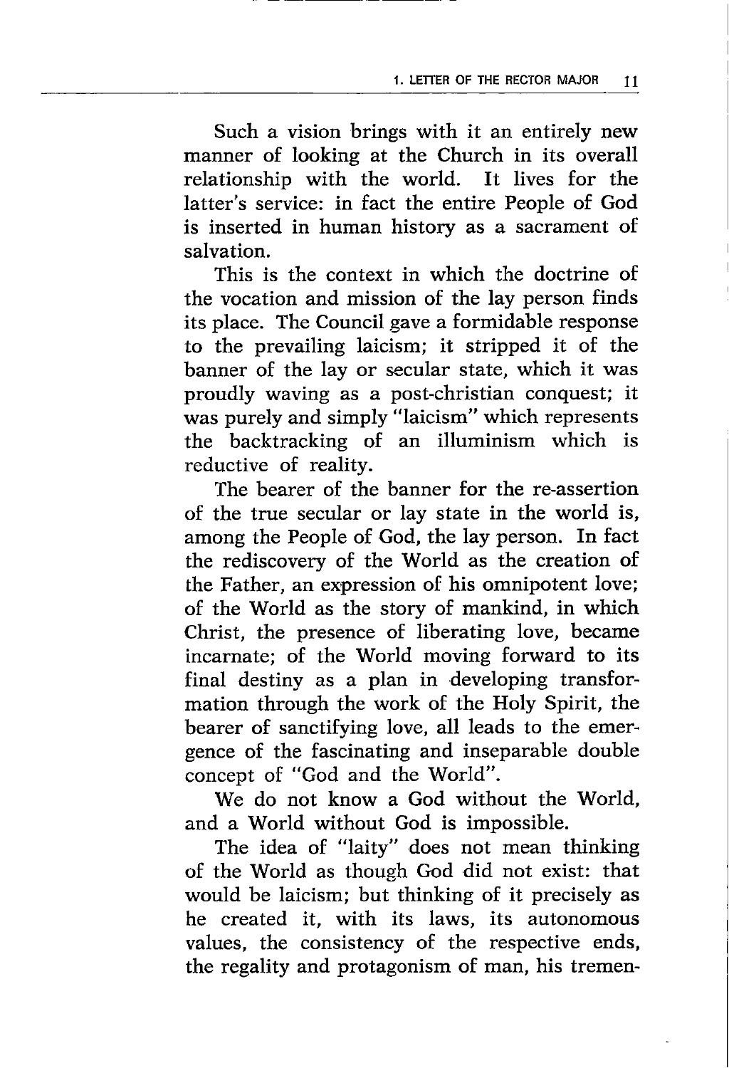Such a vision brings with it an entirely new manner of looking at the Church in its overall relationship with the world. It lives for the latter's service: in fact the entire People of God is inserted in human history as a sacrament of salvation.

This is the context in which the doctrine of the vocation and mission of the lay person finds its place. The Council gave a formidable response to the prevailing laicism; it stripped it of the banner of the lay or secular state, which it was proudly waving as a post-christian conquest; it was purely and simply "laicism" which represents the backtracking of an illuminism which is reductive of reality.

The bearer of the banner for the re-assertion of the true secular or lay state in the world is, among the People of God, the lay person. In fact the rediscovery of the World as the creation of the Father, an expression of his omnipotent love; of the World as the story of mankind, in which Christ, the presence of liberating love, became incarnate; of the World moving forward to its final destiny as a plan in developing transformation through the work of the Holy Spirit, the bearer of sanctifying love, all leads to the emergence of the fascinating and inseparable double concept of "God and the World".

We do not know a God without the World, and a World without God is impossible.

The idea of "laity" does not mean thinking of the World as though God did not exist: that would be laicism; but thinking of it precisely as he created it, with its laws, its autonomous values, the consistency of the respective ends, the regality and protagonism of man, his tremen-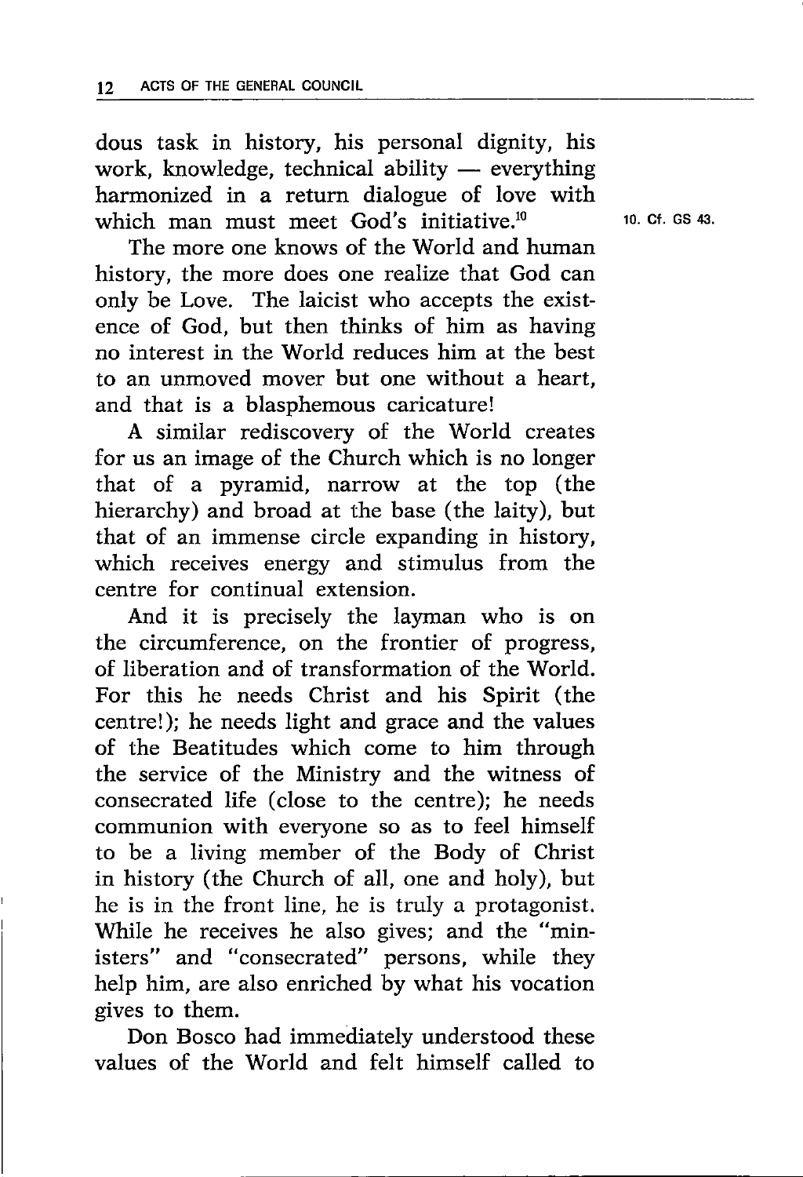dous task in history, his personal dignity, his work, knowledge, technical ability — everything harmonized in a return dialogue of love with which man must meet God's initiative.[10]

The more one knows of the World and human history, the more does one realize that God can only be Love. The laicist who accepts the existence of God, but then thinks of him as having no interest in the World reduces him at the best to an unmoved mover but one without a heart, and that is a blasphemous caricature!

A similar rediscovery of the World creates for us an image of the Church which is no longer that of a pyramid, narrow at the top (the hierarchy) and broad at the base (the laity), but that of an immense circle expanding in history, which receives energy and stimulus from the centre for continual extension.

And it is precisely the layman who is on the circumference, on the frontier of progress, of liberation and of transformation of the World. For this he needs Christ and his Spirit (the centre!); he needs light and grace and the values of the Beatitudes which come to him through the service of the Ministry and the witness of consecrated life (close to the centre); he needs communion with everyone so as to feel himself to be a living member of the Body of Christ in history (the Church of all, one and holy), but he is in the front line, he is truly a protagonist. While he receives he also gives; and the "ministers" and "consecrated" persons, while they help him, are also enriched by what his vocation gives to them.

Don Bosco had immediately understood these values of the World and felt himself called to

10. Cf. GS 43.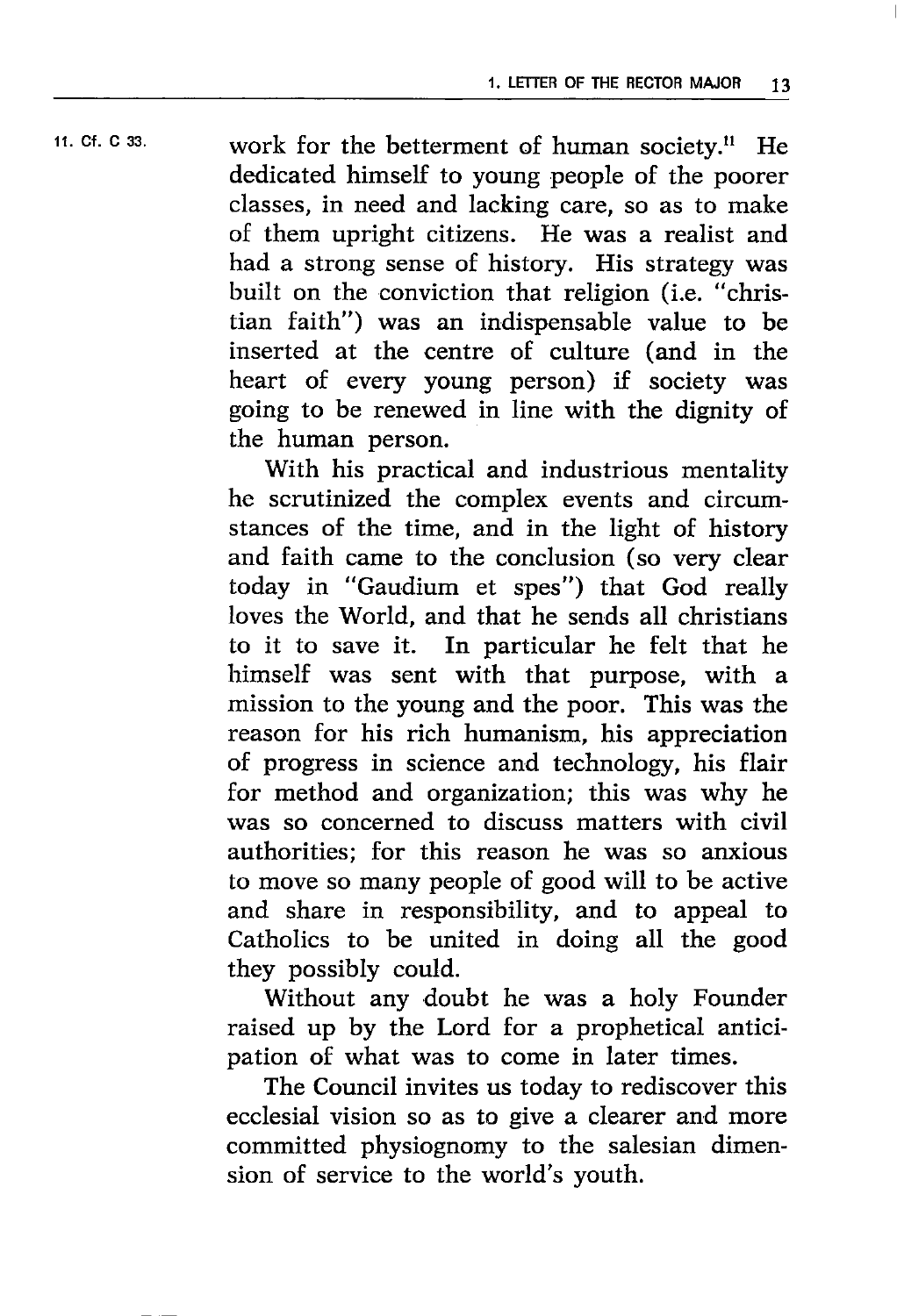work for the betterment of human society.[11] He dedicated himself to young people of the poorer classes, in need and lacking care, so as to make of them upright citizens. He was a realist and had a strong sense of history. His strategy was built on the conviction that religion (i.e. "christian faith") was an indispensable value to be inserted at the centre of culture (and in the heart of every young person) if society was going to be renewed in line with the dignity of the human person.

11. Cf. C 33.

With his practical and industrious mentality he scrutinized the complex events and circumstances of the time, and in the light of history and faith came to the conclusion (so very clear today in "Gaudium et spes") that God really loves the World, and that he sends all christians to it to save it. In particular he felt that he himself was sent with that purpose, with a mission to the young and the poor. This was the reason for his rich humanism, his appreciation of progress in science and technology, his flair for method and organization; this was why he was so concerned to discuss matters with civil authorities; for this reason he was so anxious to move so many people of good will to be active and share in responsibility, and to appeal to Catholics to be united in doing all the good they possibly could.

Without any doubt he was a holy Founder raised up by the Lord for a prophetical anticipation of what was to come in later times.

The Council invites us today to rediscover this ecclesial vision so as to give a clearer and more committed physiognomy to the salesian dimension of service to the world's youth.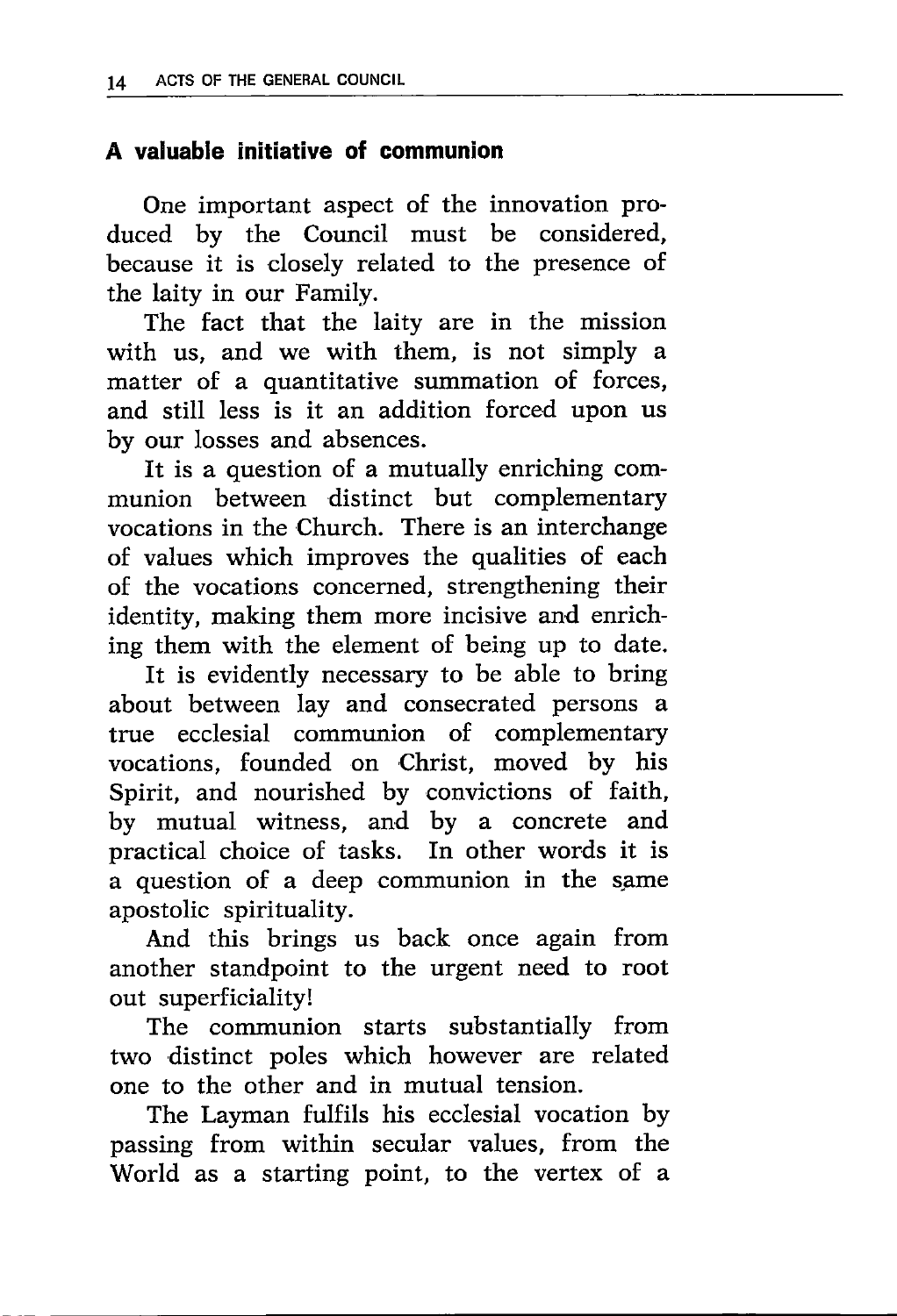### A valuable initiative of communion

One important aspect of the innovation produced by the Council must be considered, because it is closely related to the presence of the laity in our Family.

The fact that the laity are in the mission with us, and we with them, is not simply a matter of a quantitative summation of forces, and still less is it an addition forced upon us by our losses and absences.

It is a question of a mutually enriching communion between distinct but complementary vocations in the Church. There is an interchange of values which improves the qualities of each of the vocations concerned, strengthening their identity, making them more incisive and enriching them with the element of being up to date.

It is evidently necessary to be able to bring about between lay and consecrated persons a true ecclesial communion of complementary vocations, founded on Christ, moved by his Spirit, and nourished by convictions of faith, by mutual witness, and by a concrete and practical choice of tasks. In other words it is a question of a deep communion in the same apostolic spirituality.

And this brings us back once again from another standpoint to the urgent need to root out superficiality!

The communion starts substantially from two distinct poles which however are related one to the other and in mutual tension.

The Layman fulfils his ecclesial vocation by passing from within secular values, from the World as a starting point, to the vertex of a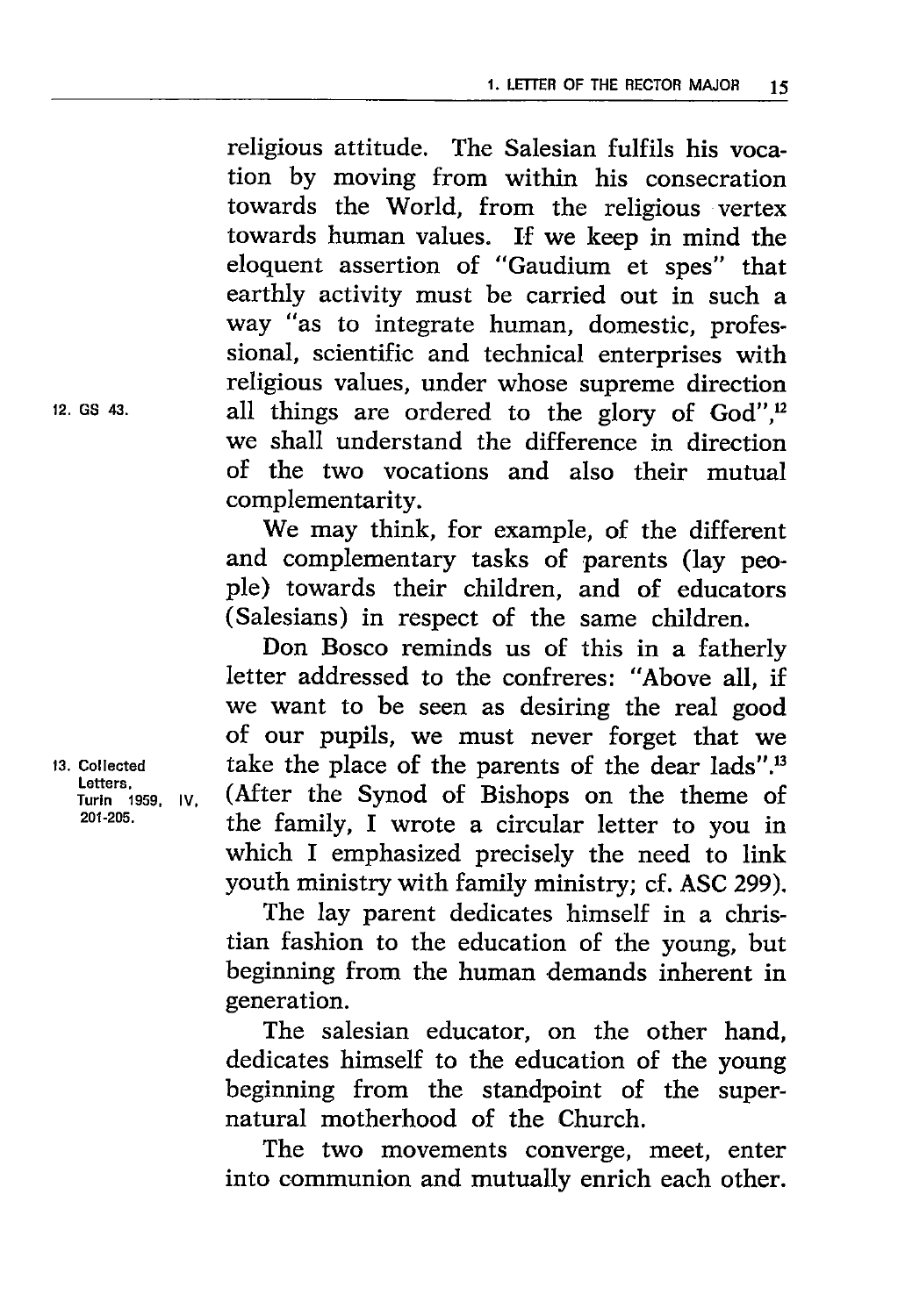religious attitude. The Salesian fulfils his vocation by moving from within his consecration towards the World, from the religious vertex towards human values. If we keep in mind the eloquent assertion of "Gaudium et spes" that earthly activity must be carried out in such a way "as to integrate human, domestic, professional, scientific and technical enterprises with religious values, under whose supreme direction all things are ordered to the glory of God",[12] we shall understand the difference in direction of the two vocations and also their mutual complementarity.

We may think, for example, of the different and complementary tasks of parents (lay people) towards their children, and of educators (Salesians) in respect of the same children.

Don Bosco reminds us of this in a fatherly letter addressed to the confreres: "Above all, if we want to be seen as desiring the real good of our pupils, we must never forget that we take the place of the parents of the dear lads".[13] (After the Synod of Bishops on the theme of the family, I wrote a circular letter to you in which I emphasized precisely the need to link youth ministry with family ministry; cf. ASC 299).

The lay parent dedicates himself in a christian fashion to the education of the young, but beginning from the human demands inherent in generation.

The salesian educator, on the other hand, dedicates himself to the education of the young beginning from the standpoint of the supernatural motherhood of the Church.

The two movements converge, meet, enter into communion and mutually enrich each other.

12. GS 43.

13. Collected Letters, Turin 1959, IV, 201-205.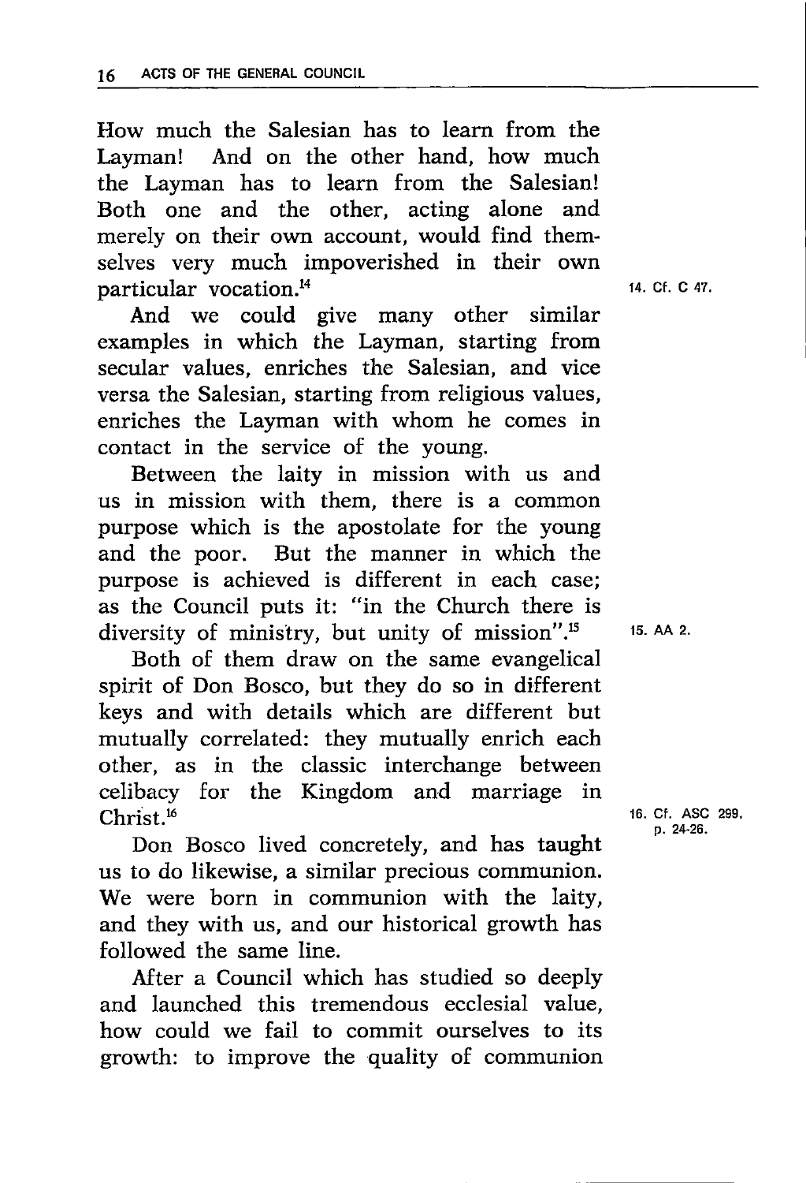How much the Salesian has to learn from the Layman! And on the other hand, how much the Layman has to learn from the Salesian! Both one and the other, acting alone and merely on their own account, would find themselves very much impoverished in their own particular vocation.[14]

And we could give many other similar examples in which the Layman, starting from secular values, enriches the Salesian, and vice versa the Salesian, starting from religious values, enriches the Layman with whom he comes in contact in the service of the young.

Between the laity in mission with us and us in mission with them, there is a common purpose which is the apostolate for the young and the poor. But the manner in which the purpose is achieved is different in each case; as the Council puts it: "in the Church there is diversity of ministry, but unity of mission".[15]

Both of them draw on the same evangelical spirit of Don Bosco, but they do so in different keys and with details which are different but mutually correlated: they mutually enrich each other, as in the classic interchange between celibacy for the Kingdom and marriage in Christ.[16]

Don Bosco lived concretely, and has taught us to do likewise, a similar precious communion. We were born in communion with the laity, and they with us, and our historical growth has followed the same line.

After a Council which has studied so deeply and launched this tremendous ecclesial value, how could we fail to commit ourselves to its growth: to improve the quality of communion

14. Cf. C 47.

15. AA 2.

16. Cf. ASC 299, p. 24-26.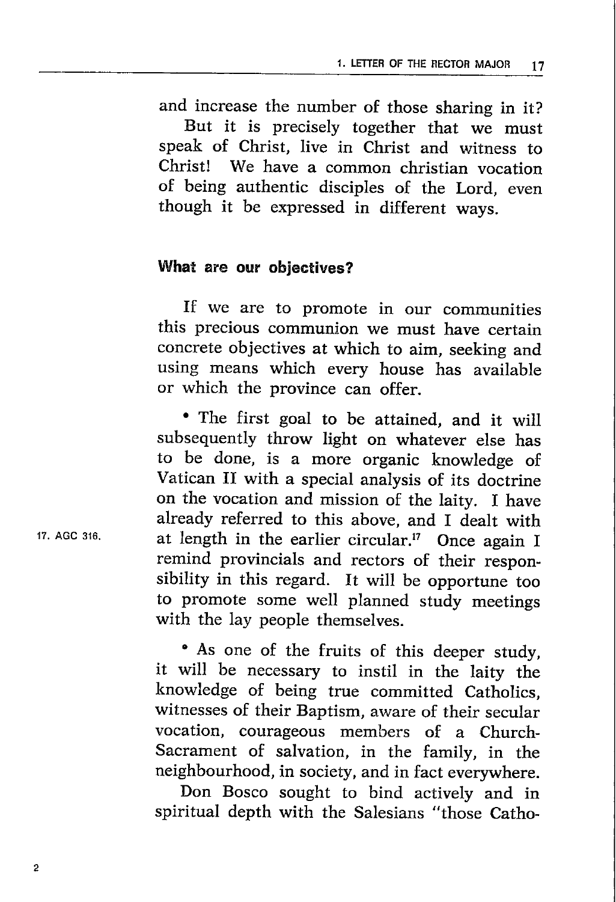and increase the number of those sharing in it?

But it is precisely together that we must speak of Christ, live in Christ and witness to Christ! We have a common christian vocation of being authentic disciples of the Lord, even though it be expressed in different ways.

### What are our objectives?

If we are to promote in our communities this precious communion we must have certain concrete objectives at which to aim, seeking and using means which every house has available or which the province can offer.

- The first goal to be attained, and it will subsequently throw light on whatever else has to be done, is a more organic knowledge of Vatican II with a special analysis of its doctrine on the vocation and mission of the laity. I have already referred to this above, and I dealt with at length in the earlier circular.[17] Once again I remind provincials and rectors of their responsibility in this regard. It will be opportune too to promote some well planned study meetings with the lay people themselves.

- As one of the fruits of this deeper study, it will be necessary to instil in the laity the knowledge of being true committed Catholics, witnesses of their Baptism, aware of their secular vocation, courageous members of a Church-Sacrament of salvation, in the family, in the neighbourhood, in society, and in fact everywhere.

Don Bosco sought to bind actively and in spiritual depth with the Salesians "those Catho-

17. AGC 316.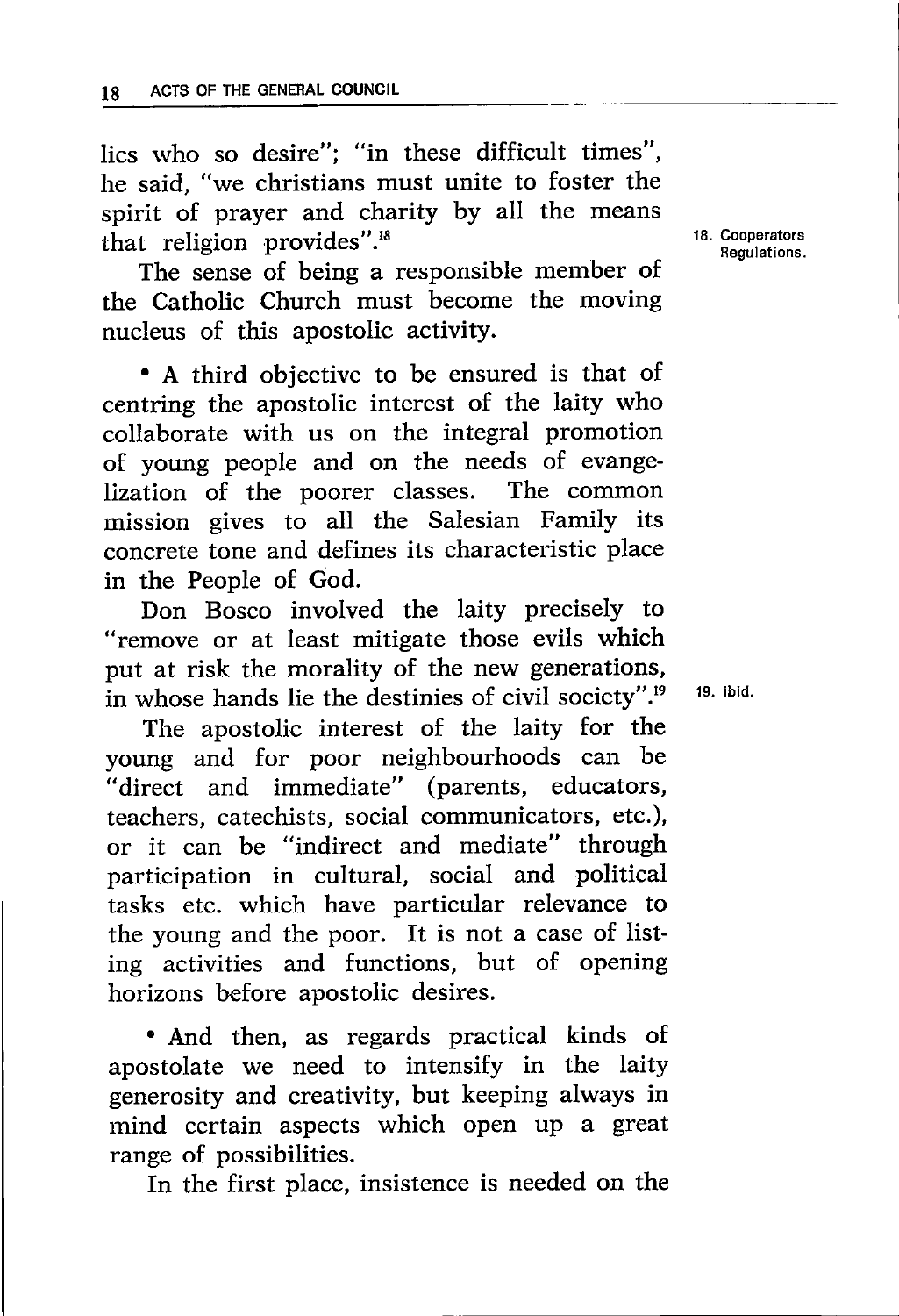lics who so desire"; "in these difficult times", he said, "we christians must unite to foster the spirit of prayer and charity by all the means that religion provides".[18]

The sense of being a responsible member of the Catholic Church must become the moving nucleus of this apostolic activity.

• A third objective to be ensured is that of centring the apostolic interest of the laity who collaborate with us on the integral promotion of young people and on the needs of evangelization of the poorer classes. The common mission gives to all the Salesian Family its concrete tone and defines its characteristic place in the People of God.

Don Bosco involved the laity precisely to "remove or at least mitigate those evils which put at risk the morality of the new generations, in whose hands lie the destinies of civil society".[19]

The apostolic interest of the laity for the young and for poor neighbourhoods can be "direct and immediate" (parents, educators, teachers, catechists, social communicators, etc.), or it can be "indirect and mediate" through participation in cultural, social and political tasks etc. which have particular relevance to the young and the poor. It is not a case of listing activities and functions, but of opening horizons before apostolic desires.

• And then, as regards practical kinds of apostolate we need to intensify in the laity generosity and creativity, but keeping always in mind certain aspects which open up a great range of possibilities.

In the first place, insistence is needed on the

18. Cooperators Regulations.

19. ibid.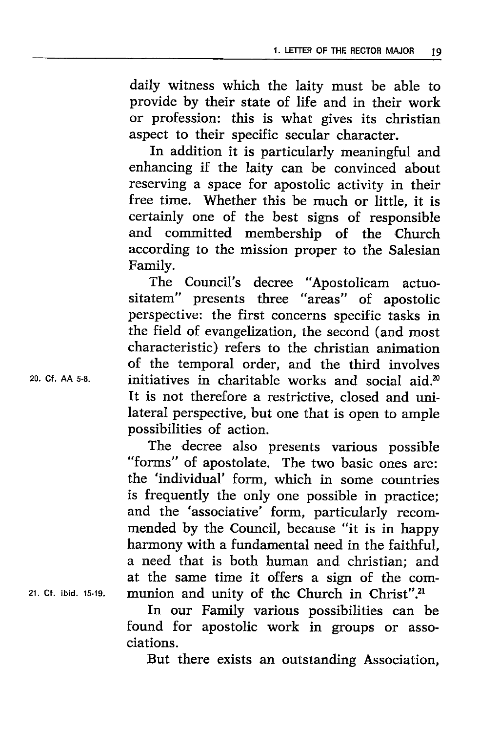daily witness which the laity must be able to provide by their state of life and in their work or profession: this is what gives its christian aspect to their specific secular character.

In addition it is particularly meaningful and enhancing if the laity can be convinced about reserving a space for apostolic activity in their free time. Whether this be much or little, it is certainly one of the best signs of responsible and committed membership of the Church according to the mission proper to the Salesian Family.

The Council's decree "Apostolicam actuositatem" presents three "areas" of apostolic perspective: the first concerns specific tasks in the field of evangelization, the second (and most characteristic) refers to the christian animation of the temporal order, and the third involves initiatives in charitable works and social aid.[20] It is not therefore a restrictive, closed and unilateral perspective, but one that is open to ample possibilities of action.

The decree also presents various possible "forms" of apostolate. The two basic ones are: the 'individual' form, which in some countries is frequently the only one possible in practice; and the 'associative' form, particularly recommended by the Council, because "it is in happy harmony with a fundamental need in the faithful, a need that is both human and christian; and at the same time it offers a sign of the communion and unity of the Church in Christ".[21]

In our Family various possibilities can be found for apostolic work in groups or associations.

But there exists an outstanding Association,

20. Cf. AA 5-8.

21. Cf. ibid. 15-19.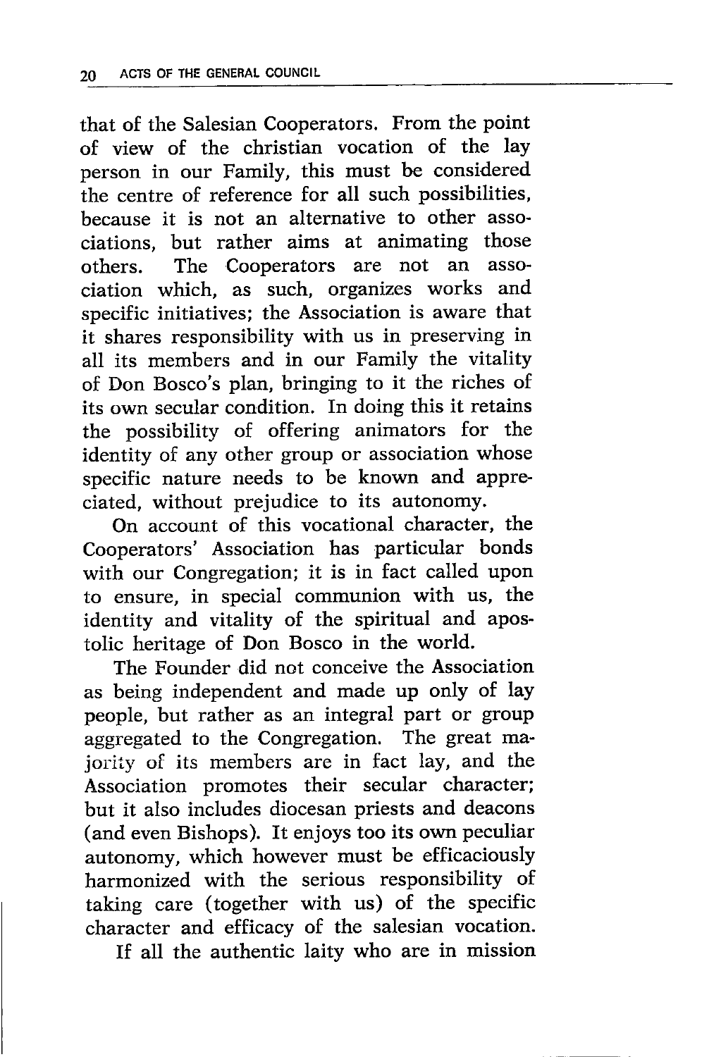that of the Salesian Cooperators. From the point of view of the christian vocation of the lay person in our Family, this must be considered the centre of reference for all such possibilities, because it is not an alternative to other associations, but rather aims at animating those others. The Cooperators are not an association which, as such, organizes works and specific initiatives; the Association is aware that it shares responsibility with us in preserving in all its members and in our Family the vitality of Don Bosco's plan, bringing to it the riches of its own secular condition. In doing this it retains the possibility of offering animators for the identity of any other group or association whose specific nature needs to be known and appreciated, without prejudice to its autonomy.

On account of this vocational character, the Cooperators' Association has particular bonds with our Congregation; it is in fact called upon to ensure, in special communion with us, the identity and vitality of the spiritual and apostolic heritage of Don Bosco in the world.

The Founder did not conceive the Association as being independent and made up only of lay people, but rather as an integral part or group aggregated to the Congregation. The great majority of its members are in fact lay, and the Association promotes their secular character; but it also includes diocesan priests and deacons (and even Bishops). It enjoys too its own peculiar autonomy, which however must be efficaciously harmonized with the serious responsibility of taking care (together with us) of the specific character and efficacy of the salesian vocation.

If all the authentic laity who are in mission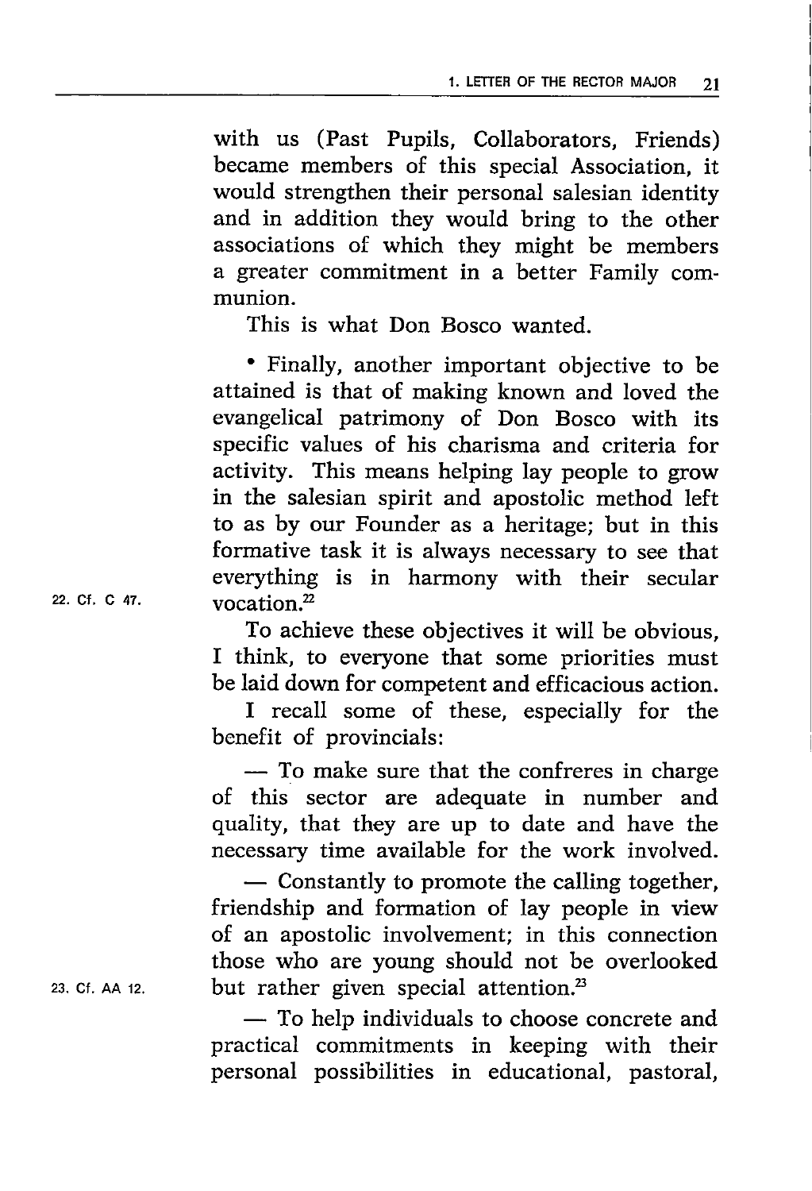with us (Past Pupils, Collaborators, Friends) became members of this special Association, it would strengthen their personal salesian identity and in addition they would bring to the other associations of which they might be members a greater commitment in a better Family communion.

This is what Don Bosco wanted.

- Finally, another important objective to be attained is that of making known and loved the evangelical patrimony of Don Bosco with its specific values of his charisma and criteria for activity. This means helping lay people to grow in the salesian spirit and apostolic method left to as by our Founder as a heritage; but in this formative task it is always necessary to see that everything is in harmony with their secular vocation.[22]

To achieve these objectives it will be obvious, I think, to everyone that some priorities must be laid down for competent and efficacious action.

I recall some of these, especially for the benefit of provincials:

— To make sure that the confreres in charge of this sector are adequate in number and quality, that they are up to date and have the necessary time available for the work involved.

— Constantly to promote the calling together, friendship and formation of lay people in view of an apostolic involvement; in this connection those who are young should not be overlooked but rather given special attention.[23]

— To help individuals to choose concrete and practical commitments in keeping with their personal possibilities in educational, pastoral,

22. Cf. C 47.

23. Cf. AA 12.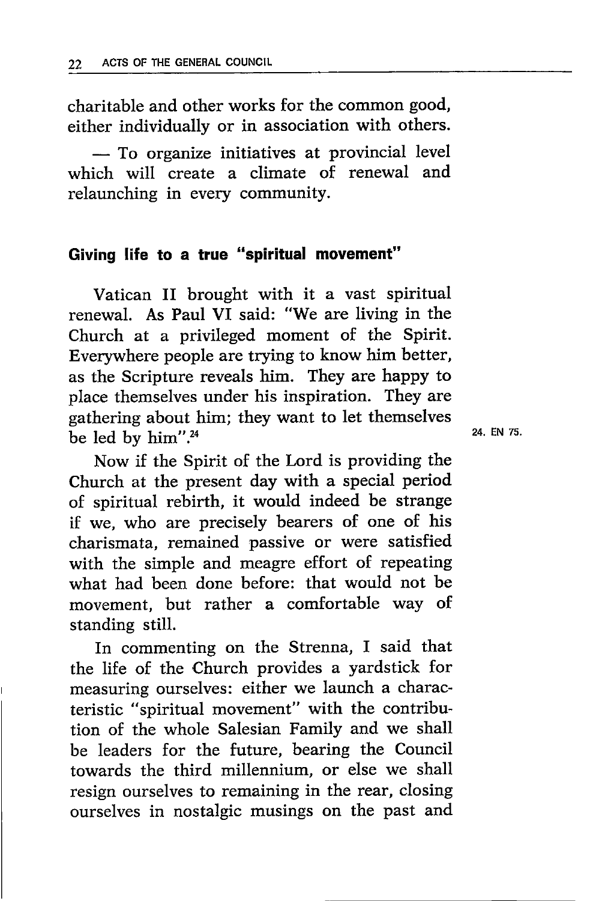charitable and other works for the common good, either individually or in association with others.

— To organize initiatives at provincial level which will create a climate of renewal and relaunching in every community.

### Giving life to a true "spiritual movement"

Vatican II brought with it a vast spiritual renewal. As Paul VI said: "We are living in the Church at a privileged moment of the Spirit. Everywhere people are trying to know him better, as the Scripture reveals him. They are happy to place themselves under his inspiration. They are gathering about him; they want to let themselves be led by him".[24]

Now if the Spirit of the Lord is providing the Church at the present day with a special period of spiritual rebirth, it would indeed be strange if we, who are precisely bearers of one of his charismata, remained passive or were satisfied with the simple and meagre effort of repeating what had been done before: that would not be movement, but rather a comfortable way of standing still.

In commenting on the Strenna, I said that the life of the Church provides a yardstick for measuring ourselves: either we launch a characteristic "spiritual movement" with the contribution of the whole Salesian Family and we shall be leaders for the future, bearing the Council towards the third millennium, or else we shall resign ourselves to remaining in the rear, closing ourselves in nostalgic musings on the past and

24. EN 75.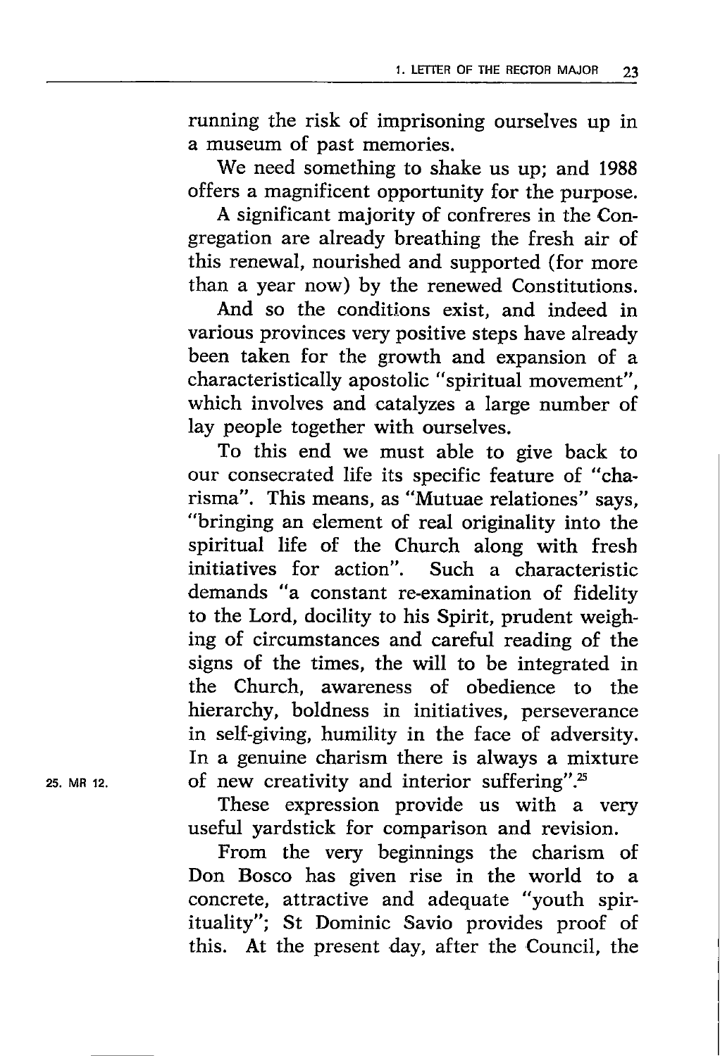running the risk of imprisoning ourselves up in a museum of past memories.

We need something to shake us up; and 1988 offers a magnificent opportunity for the purpose.

A significant majority of confreres in the Congregation are already breathing the fresh air of this renewal, nourished and supported (for more than a year now) by the renewed Constitutions.

And so the conditions exist, and indeed in various provinces very positive steps have already been taken for the growth and expansion of a characteristically apostolic "spiritual movement", which involves and catalyzes a large number of lay people together with ourselves.

To this end we must able to give back to our consecrated life its specific feature of "charisma". This means, as "Mutuae relationes" says, "bringing an element of real originality into the spiritual life of the Church along with fresh initiatives for action". Such a characteristic demands "a constant re-examination of fidelity to the Lord, docility to his Spirit, prudent weighing of circumstances and careful reading of the signs of the times, the will to be integrated in the Church, awareness of obedience to the hierarchy, boldness in initiatives, perseverance in self-giving, humility in the face of adversity. In a genuine charism there is always a mixture of new creativity and interior suffering".[25]

25. MR 12.

These expression provide us with a very useful yardstick for comparison and revision.

From the very beginnings the charism of Don Bosco has given rise in the world to a concrete, attractive and adequate "youth spirituality"; St Dominic Savio provides proof of this. At the present day, after the Council, the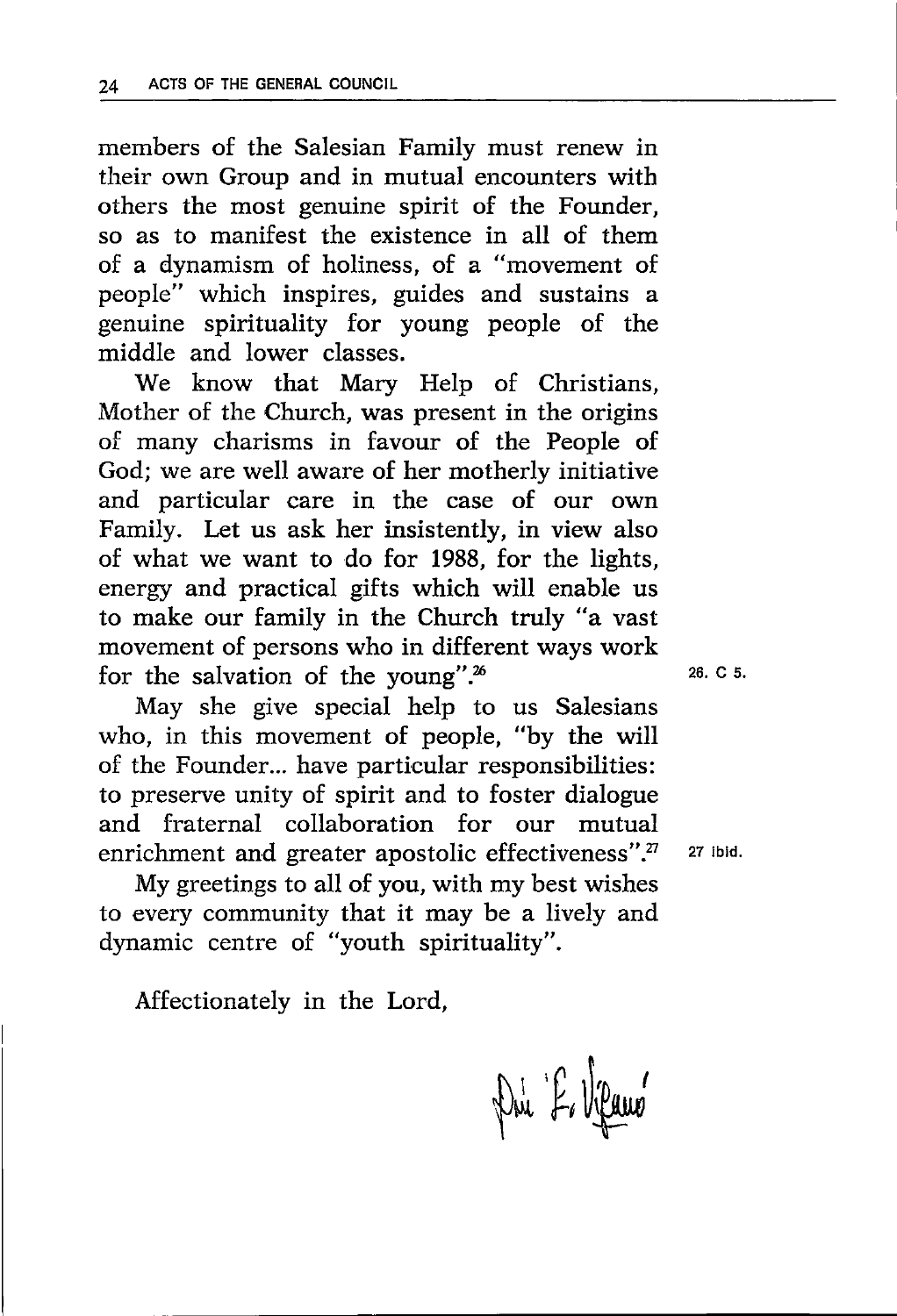members of the Salesian Family must renew in their own Group and in mutual encounters with others the most genuine spirit of the Founder, so as to manifest the existence in all of them of a dynamism of holiness, of a "movement of people" which inspires, guides and sustains a genuine spirituality for young people of the middle and lower classes.

We know that Mary Help of Christians, Mother of the Church, was present in the origins of many charisms in favour of the People of God; we are well aware of her motherly initiative and particular care in the case of our own Family. Let us ask her insistently, in view also of what we want to do for 1988, for the lights, energy and practical gifts which will enable us to make our family in the Church truly "a vast movement of persons who in different ways work for the salvation of the young".[26]

May she give special help to us Salesians who, in this movement of people, "by the will of the Founder... have particular responsibilities: to preserve unity of spirit and to foster dialogue and fraternal collaboration for our mutual enrichment and greater apostolic effectiveness".[27]

My greetings to all of you, with my best wishes to every community that it may be a lively and dynamic centre of "youth spirituality".

Affectionately in the Lord,

Don E. Viganò

26. C 5.

27 ibid.